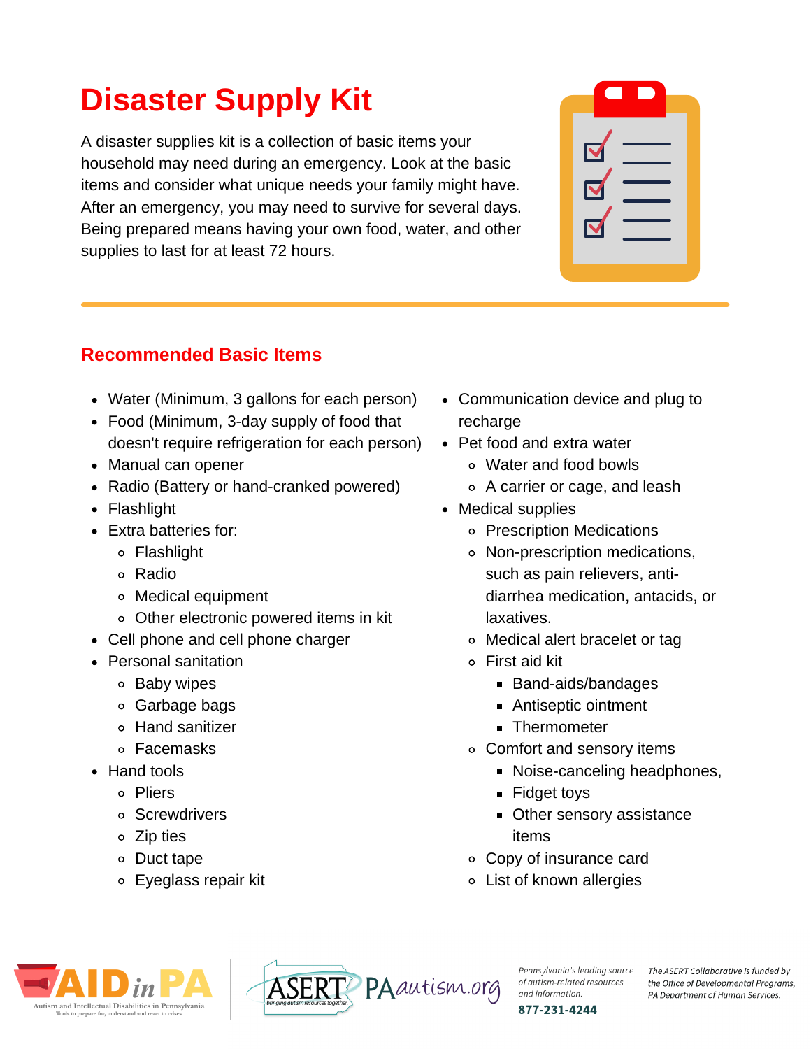# Disaster Supply Kit

A disaster supplies kit is a collection of basic items your household may need during an emergency. Look at the basic items and consider what unique needs your family might have. After an emergency, you may need to survive for several days. Being prepared means having your own food, water, and other supplies to last for at least 72 hours.

## Recommended Basic Items

- Water (Minimum, 3 gallons for each person)
- Food (Minimum, 3-day supply of food that doesn't require refrigeration for each person)
- Manual can opener
- Radio (Battery or hand-cranked powered)
- Flashlight
- Extra batteries for:
  - Flashlight
  - Radio
  - Medical equipment
  - Other electronic powered items in kit
- Cell phone and cell phone charger
- Personal sanitation
  - Baby wipes
  - Garbage bags
  - Hand sanitizer
  - Facemasks
- Hand tools
  - Pliers
  - Screwdrivers
  - Zip ties
  - Duct tape
  - Eyeglass repair kit
- Communication device and plug to recharge
- Pet food and extra water
  - Water and food bowls
  - A carrier or cage, and leash
- Medical supplies
  - Prescription Medications
  - Non-prescription medications, such as pain relievers, anti-diarrhea medication, antacids, or laxatives.
  - Medical alert bracelet or tag
  - First aid kit
    - Band-aids/bandages
    - Antiseptic ointment
    - Thermometer
  - Comfort and sensory items
    - Noise-canceling headphones,
    - Fidget toys
    - Other sensory assistance items
  - Copy of insurance card
  - List of known allergies

AID in PA — Autism and Intellectual Disabilities in Pennsylvania — Tools to prepare for, understand and react to crises

ASERT — bringing autism resources together. PAautism.org

*Pennsylvania's leading source of autism-related resources and information.*

877-231-4244

*The ASERT Collaborative is funded by the Office of Developmental Programs, PA Department of Human Services.*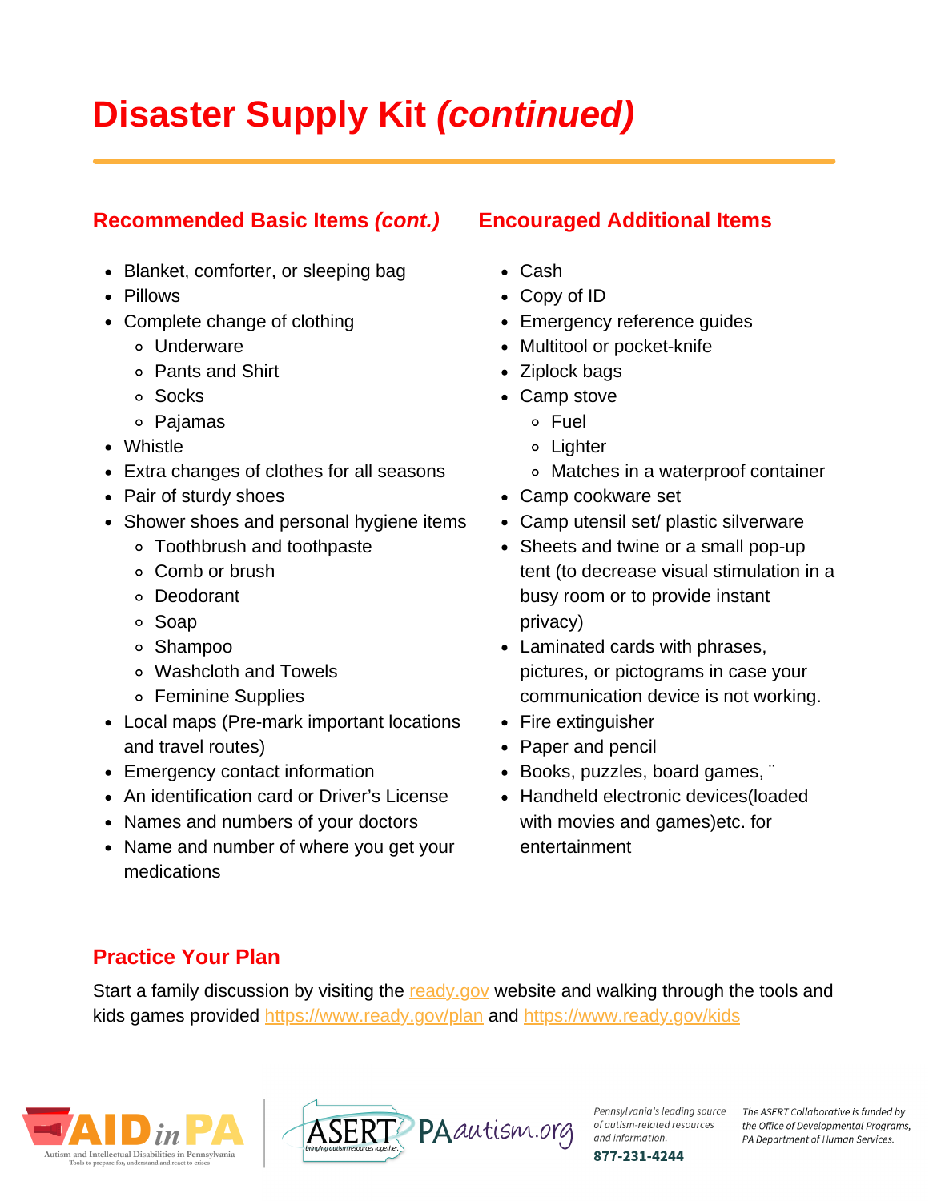# Disaster Supply Kit *(continued)*

## Recommended Basic Items *(cont.)*

- Blanket, comforter, or sleeping bag
- Pillows
- Complete change of clothing
  - Underware
  - Pants and Shirt
  - Socks
  - Pajamas
- Whistle
- Extra changes of clothes for all seasons
- Pair of sturdy shoes
- Shower shoes and personal hygiene items
  - Toothbrush and toothpaste
  - Comb or brush
  - Deodorant
  - Soap
  - Shampoo
  - Washcloth and Towels
  - Feminine Supplies
- Local maps (Pre-mark important locations and travel routes)
- Emergency contact information
- An identification card or Driver's License
- Names and numbers of your doctors
- Name and number of where you get your medications

## Encouraged Additional Items

- Cash
- Copy of ID
- Emergency reference guides
- Multitool or pocket-knife
- Ziplock bags
- Camp stove
  - Fuel
  - Lighter
  - Matches in a waterproof container
- Camp cookware set
- Camp utensil set/ plastic silverware
- Sheets and twine or a small pop-up tent (to decrease visual stimulation in a busy room or to provide instant privacy)
- Laminated cards with phrases, pictures, or pictograms in case your communication device is not working.
- Fire extinguisher
- Paper and pencil
- Books, puzzles, board games, ¨
- Handheld electronic devices(loaded with movies and games)etc. for entertainment

## Practice Your Plan

Start a family discussion by visiting the ready.gov website and walking through the tools and kids games provided https://www.ready.gov/plan and https://www.ready.gov/kids

AID in PA
Autism and Intellectual Disabilities in Pennsylvania
Tools to prepare for, understand and react to crises

ASERT bringing autism resources together. PAautism.org

Pennsylvania's leading source of autism-related resources and information.
877-231-4244

The ASERT Collaborative is funded by the Office of Developmental Programs, PA Department of Human Services.